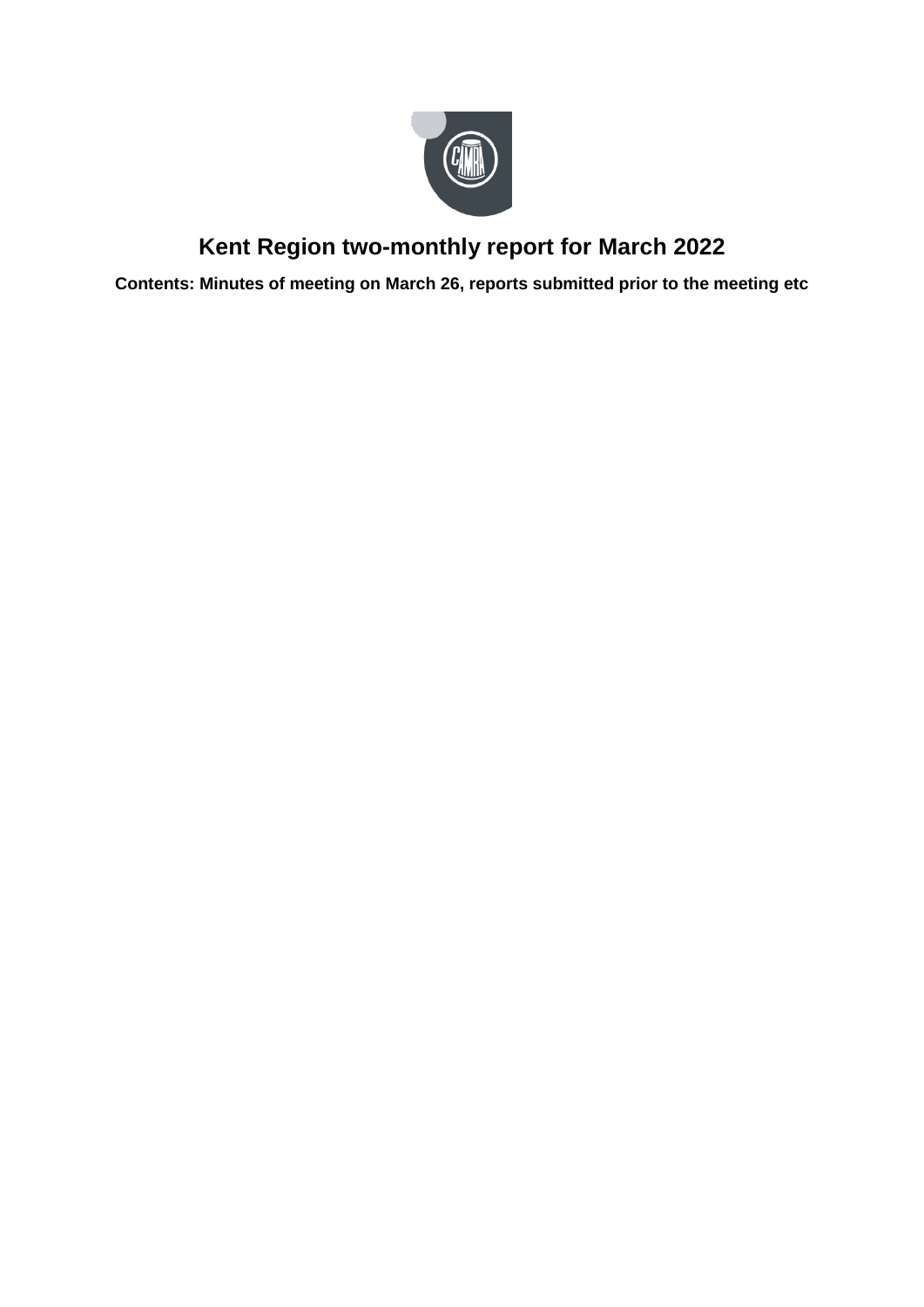# Kent Region two-monthly report for March 2022

**Contents: Minutes of meeting on March 26, reports submitted prior to the meeting etc**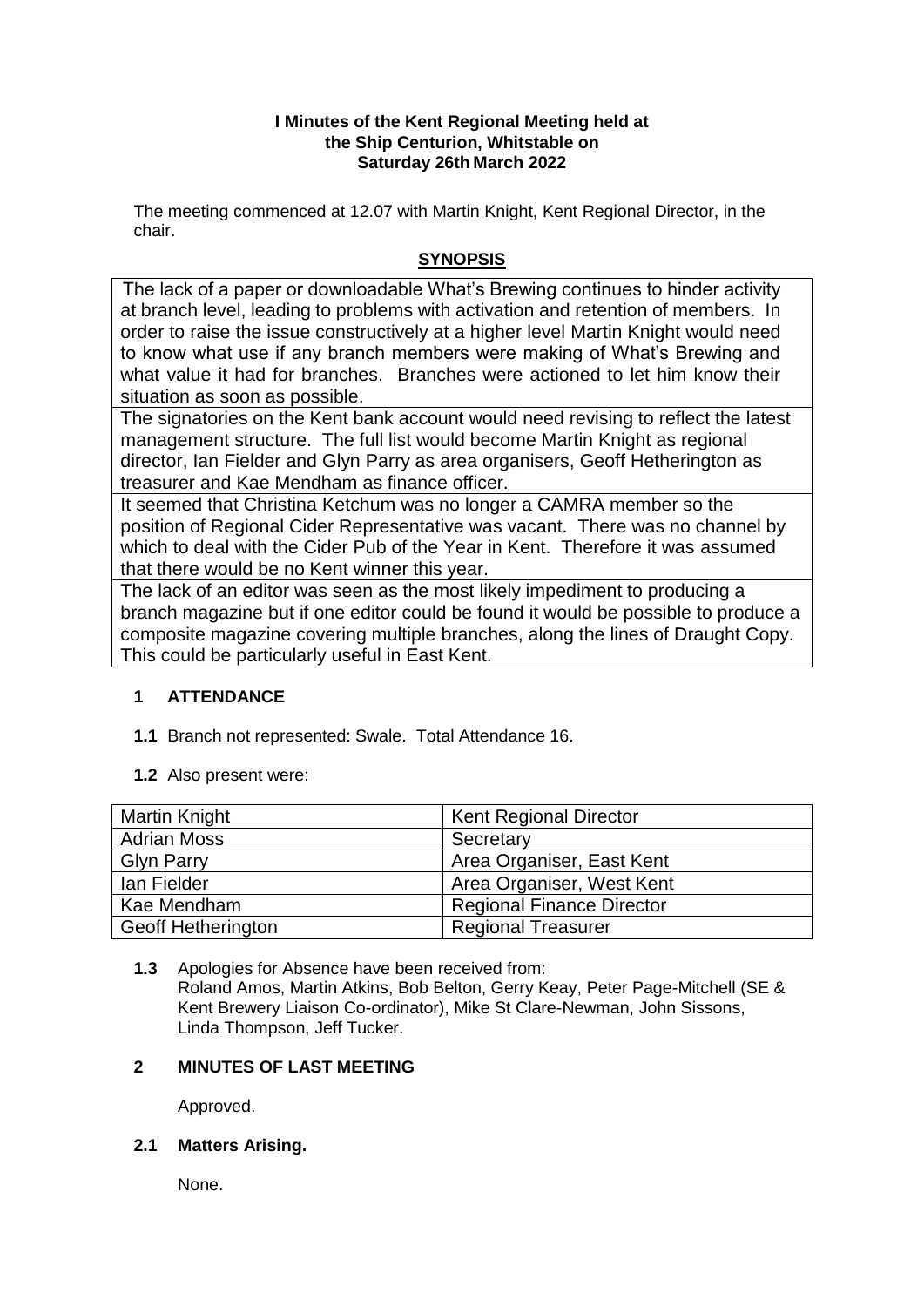**I Minutes of the Kent Regional Meeting held at the Ship Centurion, Whitstable on Saturday 26th March 2022**

The meeting commenced at 12.07 with Martin Knight, Kent Regional Director, in the chair.

## SYNOPSIS

| |
|---|
| The lack of a paper or downloadable What's Brewing continues to hinder activity at branch level, leading to problems with activation and retention of members. In order to raise the issue constructively at a higher level Martin Knight would need to know what use if any branch members were making of What's Brewing and what value it had for branches. Branches were actioned to let him know their situation as soon as possible. |
| The signatories on the Kent bank account would need revising to reflect the latest management structure. The full list would become Martin Knight as regional director, Ian Fielder and Glyn Parry as area organisers, Geoff Hetherington as treasurer and Kae Mendham as finance officer. |
| It seemed that Christina Ketchum was no longer a CAMRA member so the position of Regional Cider Representative was vacant. There was no channel by which to deal with the Cider Pub of the Year in Kent. Therefore it was assumed that there would be no Kent winner this year. |
| The lack of an editor was seen as the most likely impediment to producing a branch magazine but if one editor could be found it would be possible to produce a composite magazine covering multiple branches, along the lines of Draught Copy. This could be particularly useful in East Kent. |

### 1 ATTENDANCE

**1.1** Branch not represented: Swale. Total Attendance 16.

**1.2** Also present were:

| | |
|---|---|
| Martin Knight | Kent Regional Director |
| Adrian Moss | Secretary |
| Glyn Parry | Area Organiser, East Kent |
| Ian Fielder | Area Organiser, West Kent |
| Kae Mendham | Regional Finance Director |
| Geoff Hetherington | Regional Treasurer |

**1.3** Apologies for Absence have been received from: Roland Amos, Martin Atkins, Bob Belton, Gerry Keay, Peter Page-Mitchell (SE & Kent Brewery Liaison Co-ordinator), Mike St Clare-Newman, John Sissons, Linda Thompson, Jeff Tucker.

### 2 MINUTES OF LAST MEETING

Approved.

**2.1 Matters Arising.**

None.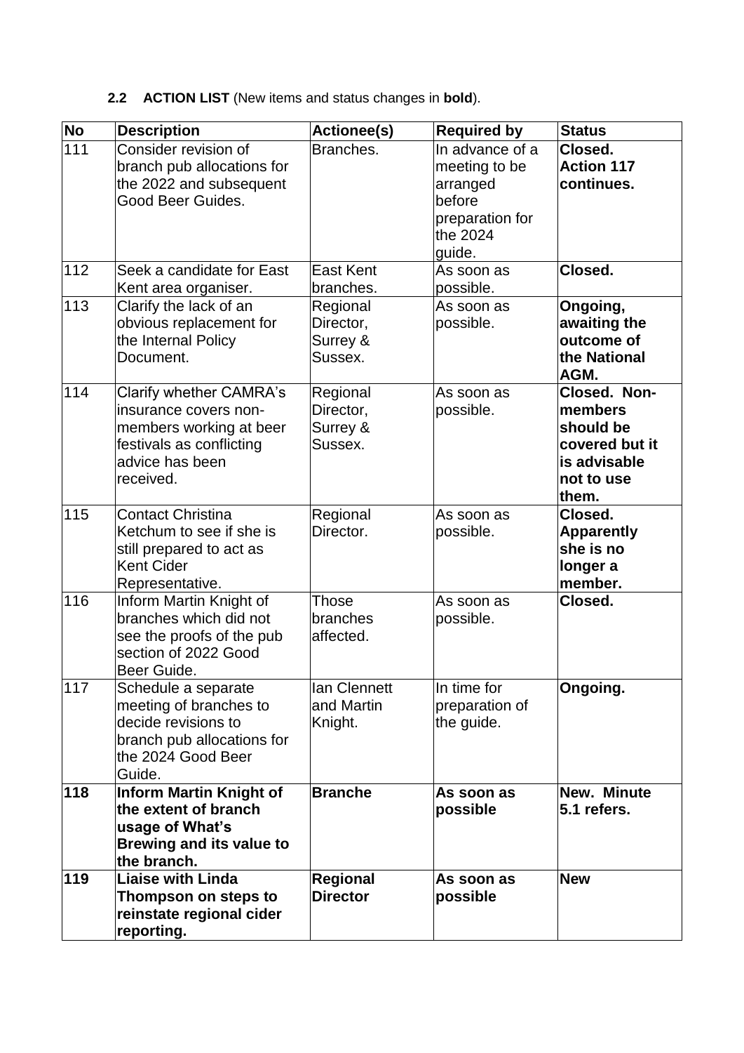### 2.2 **ACTION LIST** (New items and status changes in **bold**).

| No | Description | Actionee(s) | Required by | Status |
|---|---|---|---|---|
| 111 | Consider revision of branch pub allocations for the 2022 and subsequent Good Beer Guides. | Branches. | In advance of a meeting to be arranged before preparation for the 2024 guide. | **Closed. Action 117 continues.** |
| 112 | Seek a candidate for East Kent area organiser. | East Kent branches. | As soon as possible. | **Closed.** |
| 113 | Clarify the lack of an obvious replacement for the Internal Policy Document. | Regional Director, Surrey & Sussex. | As soon as possible. | **Ongoing, awaiting the outcome of the National AGM.** |
| 114 | Clarify whether CAMRA's insurance covers non-members working at beer festivals as conflicting advice has been received. | Regional Director, Surrey & Sussex. | As soon as possible. | **Closed. Non-members should be covered but it is advisable not to use them.** |
| 115 | Contact Christina Ketchum to see if she is still prepared to act as Kent Cider Representative. | Regional Director. | As soon as possible. | **Closed. Apparently she is no longer a member.** |
| 116 | Inform Martin Knight of branches which did not see the proofs of the pub section of 2022 Good Beer Guide. | Those branches affected. | As soon as possible. | **Closed.** |
| 117 | Schedule a separate meeting of branches to decide revisions to branch pub allocations for the 2024 Good Beer Guide. | Ian Clennett and Martin Knight. | In time for preparation of the guide. | **Ongoing.** |
| **118** | **Inform Martin Knight of the extent of branch usage of What's Brewing and its value to the branch.** | **Branche** | **As soon as possible** | **New. Minute 5.1 refers.** |
| **119** | **Liaise with Linda Thompson on steps to reinstate regional cider reporting.** | **Regional Director** | **As soon as possible** | **New** |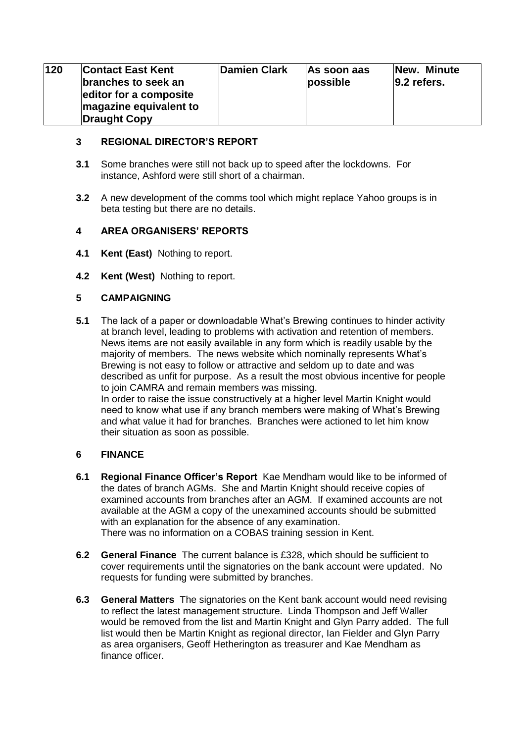| 120 | **Contact East Kent branches to seek an editor for a composite magazine equivalent to Draught Copy** | **Damien Clark** | **As soon aas possible** | **New. Minute 9.2 refers.** |
|---|---|---|---|---|

## 3 REGIONAL DIRECTOR'S REPORT

**3.1** Some branches were still not back up to speed after the lockdowns. For instance, Ashford were still short of a chairman.

**3.2** A new development of the comms tool which might replace Yahoo groups is in beta testing but there are no details.

## 4 AREA ORGANISERS' REPORTS

**4.1** **Kent (East)** Nothing to report.

**4.2** **Kent (West)** Nothing to report.

## 5 CAMPAIGNING

**5.1** The lack of a paper or downloadable What's Brewing continues to hinder activity at branch level, leading to problems with activation and retention of members. News items are not easily available in any form which is readily usable by the majority of members. The news website which nominally represents What's Brewing is not easy to follow or attractive and seldom up to date and was described as unfit for purpose. As a result the most obvious incentive for people to join CAMRA and remain members was missing.
In order to raise the issue constructively at a higher level Martin Knight would need to know what use if any branch members were making of What's Brewing and what value it had for branches. Branches were actioned to let him know their situation as soon as possible.

## 6 FINANCE

**6.1** **Regional Finance Officer's Report** Kae Mendham would like to be informed of the dates of branch AGMs. She and Martin Knight should receive copies of examined accounts from branches after an AGM. If examined accounts are not available at the AGM a copy of the unexamined accounts should be submitted with an explanation for the absence of any examination.
There was no information on a COBAS training session in Kent.

**6.2** **General Finance** The current balance is £328, which should be sufficient to cover requirements until the signatories on the bank account were updated. No requests for funding were submitted by branches.

**6.3** **General Matters** The signatories on the Kent bank account would need revising to reflect the latest management structure. Linda Thompson and Jeff Waller would be removed from the list and Martin Knight and Glyn Parry added. The full list would then be Martin Knight as regional director, Ian Fielder and Glyn Parry as area organisers, Geoff Hetherington as treasurer and Kae Mendham as finance officer.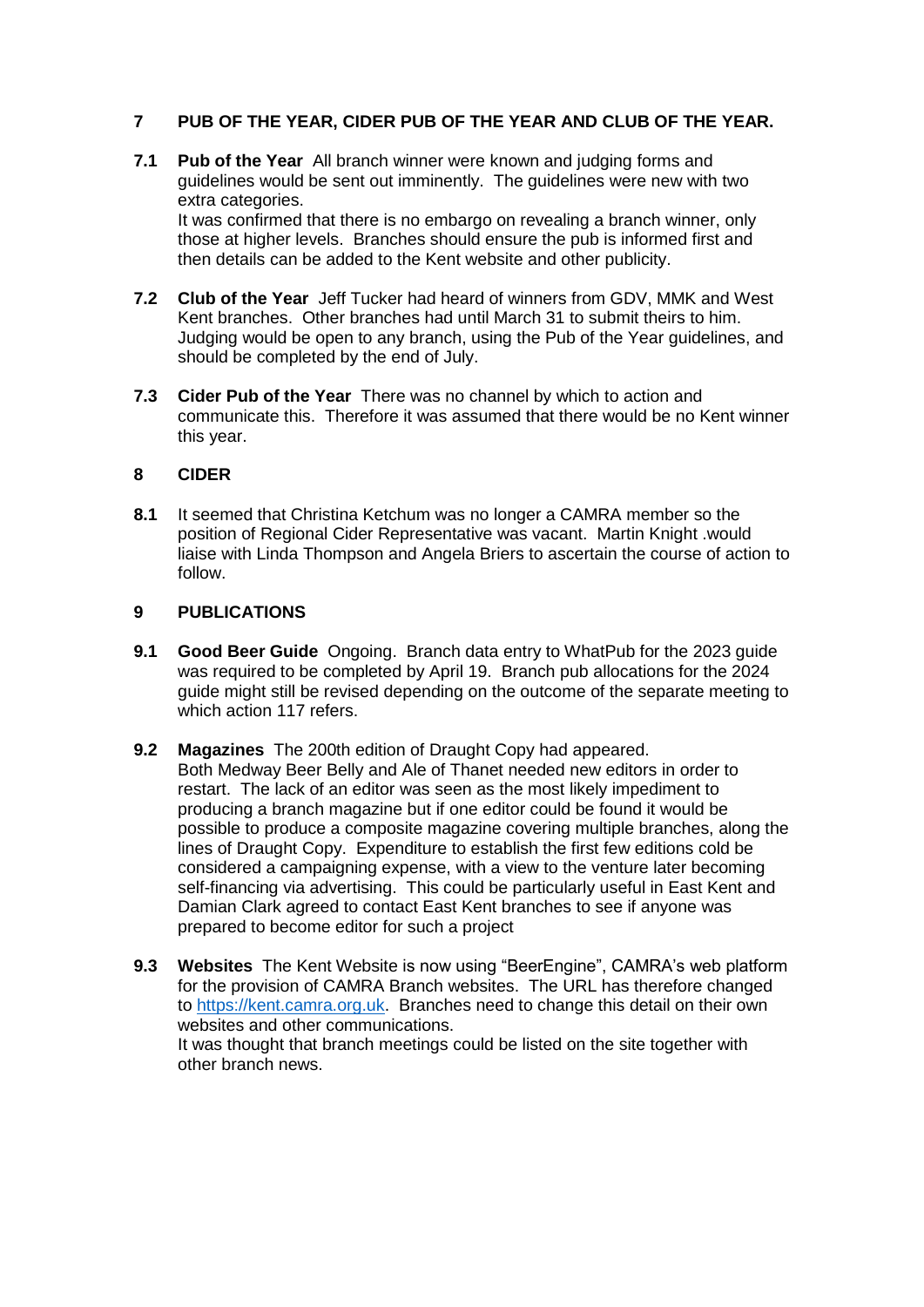## 7 PUB OF THE YEAR, CIDER PUB OF THE YEAR AND CLUB OF THE YEAR.

**7.1 Pub of the Year** All branch winner were known and judging forms and guidelines would be sent out imminently. The guidelines were new with two extra categories.
It was confirmed that there is no embargo on revealing a branch winner, only those at higher levels. Branches should ensure the pub is informed first and then details can be added to the Kent website and other publicity.

**7.2 Club of the Year** Jeff Tucker had heard of winners from GDV, MMK and West Kent branches. Other branches had until March 31 to submit theirs to him. Judging would be open to any branch, using the Pub of the Year guidelines, and should be completed by the end of July.

**7.3 Cider Pub of the Year** There was no channel by which to action and communicate this. Therefore it was assumed that there would be no Kent winner this year.

## 8 CIDER

**8.1** It seemed that Christina Ketchum was no longer a CAMRA member so the position of Regional Cider Representative was vacant. Martin Knight .would liaise with Linda Thompson and Angela Briers to ascertain the course of action to follow.

## 9 PUBLICATIONS

**9.1 Good Beer Guide** Ongoing. Branch data entry to WhatPub for the 2023 guide was required to be completed by April 19. Branch pub allocations for the 2024 guide might still be revised depending on the outcome of the separate meeting to which action 117 refers.

**9.2 Magazines** The 200th edition of Draught Copy had appeared.
Both Medway Beer Belly and Ale of Thanet needed new editors in order to restart. The lack of an editor was seen as the most likely impediment to producing a branch magazine but if one editor could be found it would be possible to produce a composite magazine covering multiple branches, along the lines of Draught Copy. Expenditure to establish the first few editions cold be considered a campaigning expense, with a view to the venture later becoming self-financing via advertising. This could be particularly useful in East Kent and Damian Clark agreed to contact East Kent branches to see if anyone was prepared to become editor for such a project

**9.3 Websites** The Kent Website is now using "BeerEngine", CAMRA's web platform for the provision of CAMRA Branch websites. The URL has therefore changed to https://kent.camra.org.uk. Branches need to change this detail on their own websites and other communications.
It was thought that branch meetings could be listed on the site together with other branch news.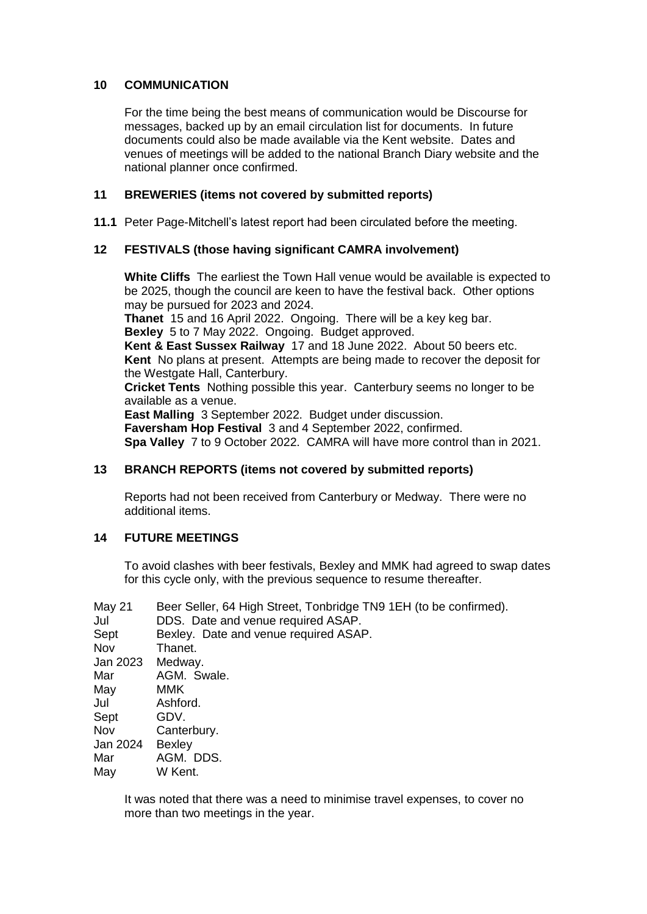## 10 COMMUNICATION

For the time being the best means of communication would be Discourse for messages, backed up by an email circulation list for documents. In future documents could also be made available via the Kent website. Dates and venues of meetings will be added to the national Branch Diary website and the national planner once confirmed.

## 11 BREWERIES (items not covered by submitted reports)

**11.1** Peter Page-Mitchell's latest report had been circulated before the meeting.

## 12 FESTIVALS (those having significant CAMRA involvement)

**White Cliffs** The earliest the Town Hall venue would be available is expected to be 2025, though the council are keen to have the festival back. Other options may be pursued for 2023 and 2024.
**Thanet** 15 and 16 April 2022. Ongoing. There will be a key keg bar.
**Bexley** 5 to 7 May 2022. Ongoing. Budget approved.
**Kent & East Sussex Railway** 17 and 18 June 2022. About 50 beers etc.
**Kent** No plans at present. Attempts are being made to recover the deposit for the Westgate Hall, Canterbury.
**Cricket Tents** Nothing possible this year. Canterbury seems no longer to be available as a venue.
**East Malling** 3 September 2022. Budget under discussion.
**Faversham Hop Festival** 3 and 4 September 2022, confirmed.
**Spa Valley** 7 to 9 October 2022. CAMRA will have more control than in 2021.

## 13 BRANCH REPORTS (items not covered by submitted reports)

Reports had not been received from Canterbury or Medway. There were no additional items.

## 14 FUTURE MEETINGS

To avoid clashes with beer festivals, Bexley and MMK had agreed to swap dates for this cycle only, with the previous sequence to resume thereafter.

| | |
|---|---|
| May 21 | Beer Seller, 64 High Street, Tonbridge TN9 1EH (to be confirmed). |
| Jul | DDS. Date and venue required ASAP. |
| Sept | Bexley. Date and venue required ASAP. |
| Nov | Thanet. |
| Jan 2023 | Medway. |
| Mar | AGM. Swale. |
| May | MMK |
| Jul | Ashford. |
| Sept | GDV. |
| Nov | Canterbury. |
| Jan 2024 | Bexley |
| Mar | AGM. DDS. |
| May | W Kent. |

It was noted that there was a need to minimise travel expenses, to cover no more than two meetings in the year.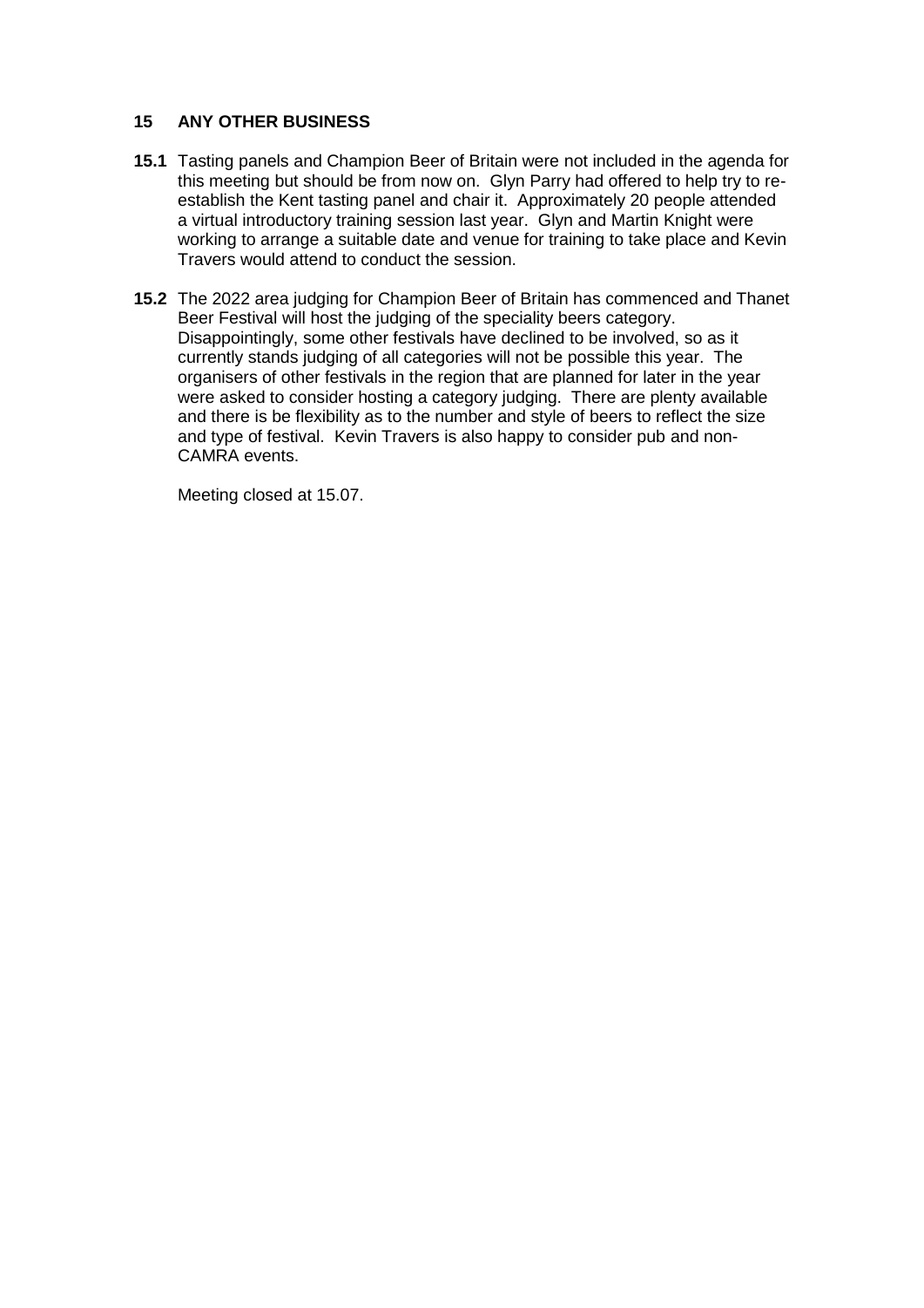## 15 ANY OTHER BUSINESS

**15.1** Tasting panels and Champion Beer of Britain were not included in the agenda for this meeting but should be from now on. Glyn Parry had offered to help try to re-establish the Kent tasting panel and chair it. Approximately 20 people attended a virtual introductory training session last year. Glyn and Martin Knight were working to arrange a suitable date and venue for training to take place and Kevin Travers would attend to conduct the session.

**15.2** The 2022 area judging for Champion Beer of Britain has commenced and Thanet Beer Festival will host the judging of the speciality beers category. Disappointingly, some other festivals have declined to be involved, so as it currently stands judging of all categories will not be possible this year. The organisers of other festivals in the region that are planned for later in the year were asked to consider hosting a category judging. There are plenty available and there is be flexibility as to the number and style of beers to reflect the size and type of festival. Kevin Travers is also happy to consider pub and non-CAMRA events.

Meeting closed at 15.07.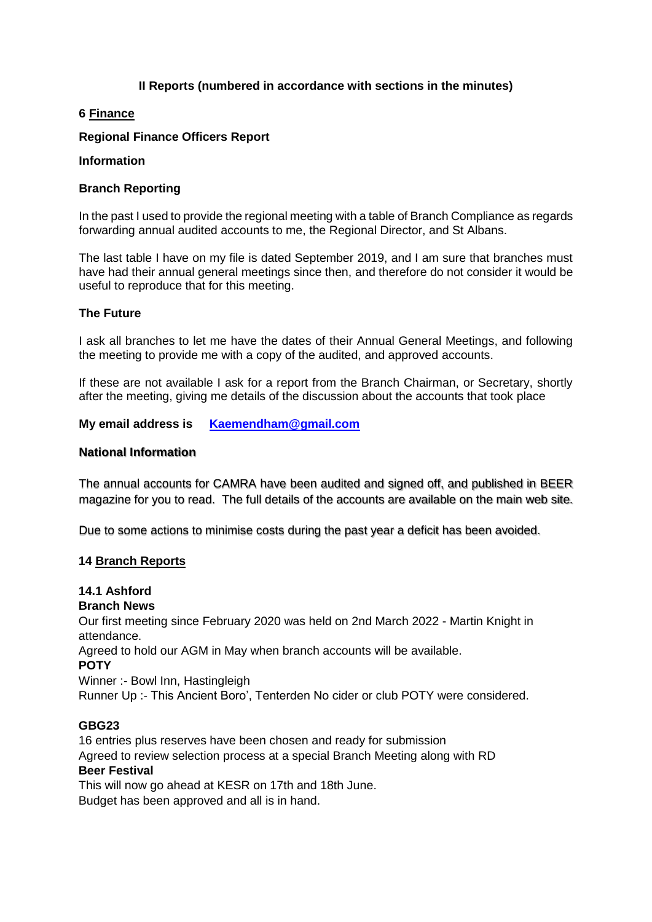## II Reports (numbered in accordance with sections in the minutes)

### 6 Finance

**Regional Finance Officers Report**

**Information**

**Branch Reporting**

In the past I used to provide the regional meeting with a table of Branch Compliance as regards forwarding annual audited accounts to me, the Regional Director, and St Albans.

The last table I have on my file is dated September 2019, and I am sure that branches must have had their annual general meetings since then, and therefore do not consider it would be useful to reproduce that for this meeting.

**The Future**

I ask all branches to let me have the dates of their Annual General Meetings, and following the meeting to provide me with a copy of the audited, and approved accounts.

If these are not available I ask for a report from the Branch Chairman, or Secretary, shortly after the meeting, giving me details of the discussion about the accounts that took place

**My email address is** [**Kaemendham@gmail.com**](mailto:Kaemendham@gmail.com)

**National Information**

The annual accounts for CAMRA have been audited and signed off, and published in BEER magazine for you to read. The full details of the accounts are available on the main web site.

Due to some actions to minimise costs during the past year a deficit has been avoided.

### 14 Branch Reports

**14.1 Ashford**

**Branch News**

Our first meeting since February 2020 was held on 2nd March 2022 - Martin Knight in attendance.
Agreed to hold our AGM in May when branch accounts will be available.

**POTY**

Winner :- Bowl Inn, Hastingleigh
Runner Up :- This Ancient Boro', Tenterden No cider or club POTY were considered.

**GBG23**

16 entries plus reserves have been chosen and ready for submission
Agreed to review selection process at a special Branch Meeting along with RD

**Beer Festival**

This will now go ahead at KESR on 17th and 18th June.
Budget has been approved and all is in hand.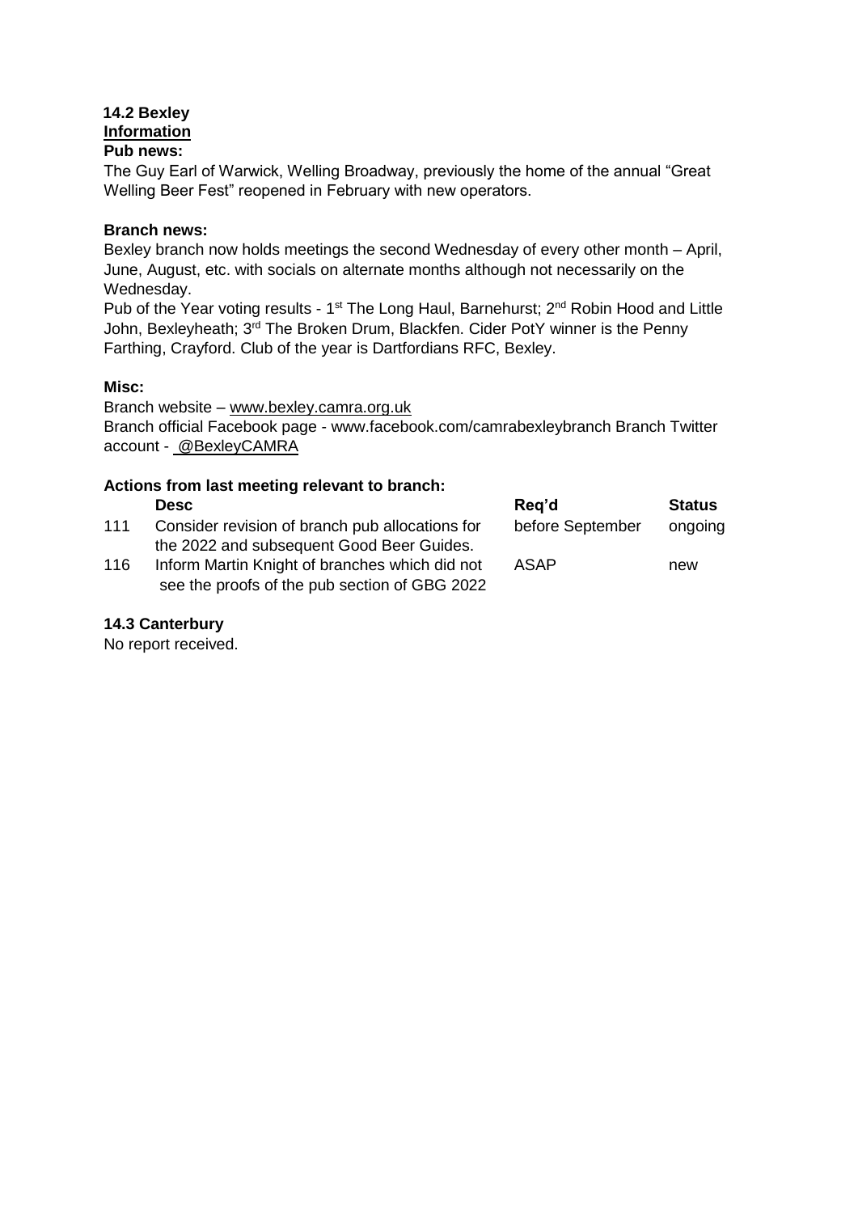### 14.2 Bexley

**Information**

**Pub news:**

The Guy Earl of Warwick, Welling Broadway, previously the home of the annual "Great Welling Beer Fest" reopened in February with new operators.

**Branch news:**

Bexley branch now holds meetings the second Wednesday of every other month – April, June, August, etc. with socials on alternate months although not necessarily on the Wednesday.

Pub of the Year voting results - 1st The Long Haul, Barnehurst; 2nd Robin Hood and Little John, Bexleyheath; 3rd The Broken Drum, Blackfen. Cider PotY winner is the Penny Farthing, Crayford. Club of the year is Dartfordians RFC, Bexley.

**Misc:**

Branch website – www.bexley.camra.org.uk
Branch official Facebook page - www.facebook.com/camrabexleybranch Branch Twitter account - @BexleyCAMRA

**Actions from last meeting relevant to branch:**

| | Desc | Req'd | Status |
|---|---|---|---|
| 111 | Consider revision of branch pub allocations for the 2022 and subsequent Good Beer Guides. | before September | ongoing |
| 116 | Inform Martin Knight of branches which did not see the proofs of the pub section of GBG 2022 | ASAP | new |

### 14.3 Canterbury

No report received.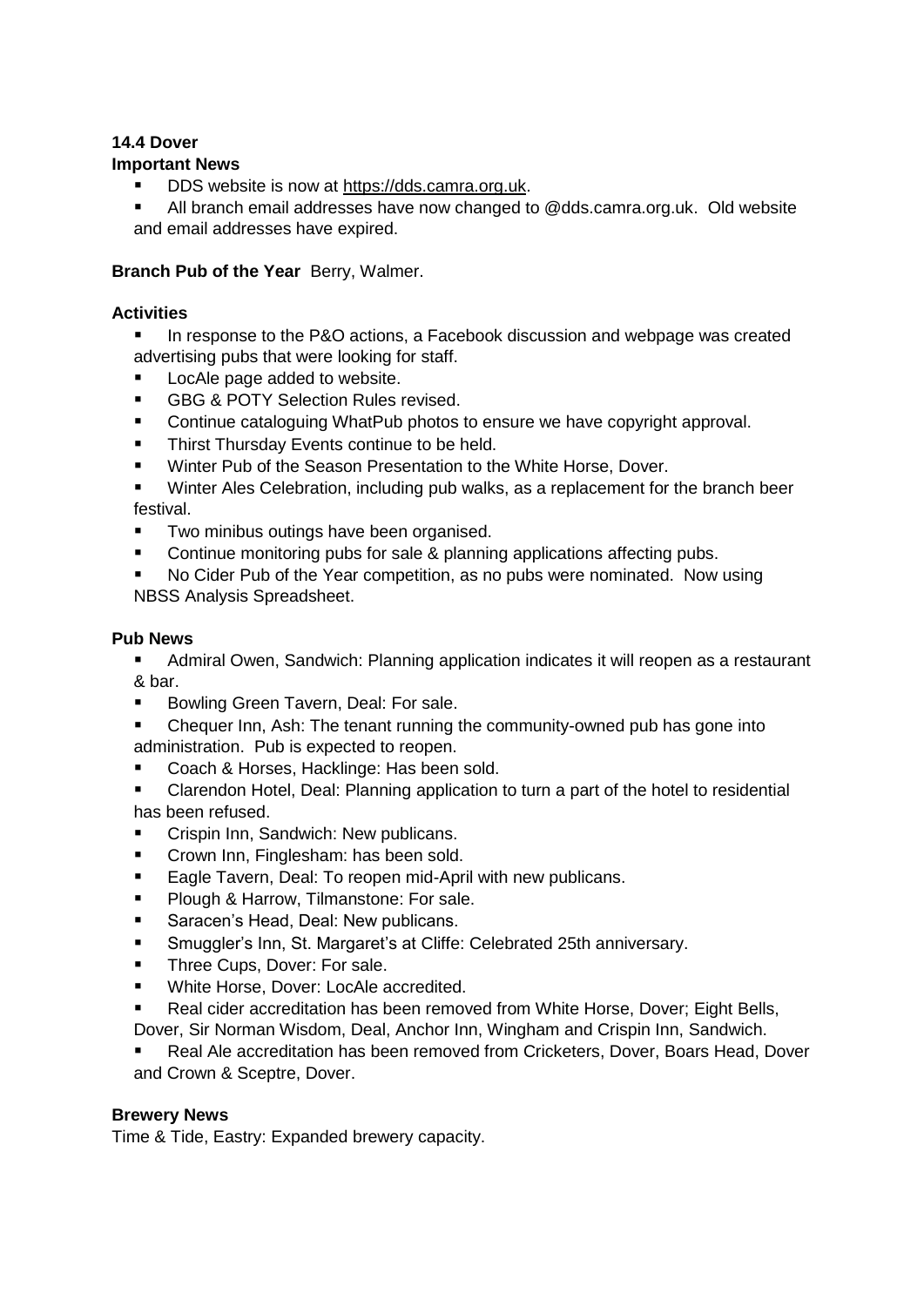### 14.4 Dover

**Important News**

- DDS website is now at https://dds.camra.org.uk.
- All branch email addresses have now changed to @dds.camra.org.uk. Old website and email addresses have expired.

**Branch Pub of the Year** Berry, Walmer.

**Activities**

- In response to the P&O actions, a Facebook discussion and webpage was created advertising pubs that were looking for staff.
- LocAle page added to website.
- GBG & POTY Selection Rules revised.
- Continue cataloguing WhatPub photos to ensure we have copyright approval.
- Thirst Thursday Events continue to be held.
- Winter Pub of the Season Presentation to the White Horse, Dover.
- Winter Ales Celebration, including pub walks, as a replacement for the branch beer festival.
- Two minibus outings have been organised.
- Continue monitoring pubs for sale & planning applications affecting pubs.
- No Cider Pub of the Year competition, as no pubs were nominated. Now using NBSS Analysis Spreadsheet.

**Pub News**

- Admiral Owen, Sandwich: Planning application indicates it will reopen as a restaurant & bar.
- Bowling Green Tavern, Deal: For sale.
- Chequer Inn, Ash: The tenant running the community-owned pub has gone into administration. Pub is expected to reopen.
- Coach & Horses, Hacklinge: Has been sold.
- Clarendon Hotel, Deal: Planning application to turn a part of the hotel to residential has been refused.
- Crispin Inn, Sandwich: New publicans.
- Crown Inn, Finglesham: has been sold.
- Eagle Tavern, Deal: To reopen mid-April with new publicans.
- Plough & Harrow, Tilmanstone: For sale.
- Saracen's Head, Deal: New publicans.
- Smuggler's Inn, St. Margaret's at Cliffe: Celebrated 25th anniversary.
- Three Cups, Dover: For sale.
- White Horse, Dover: LocAle accredited.
- Real cider accreditation has been removed from White Horse, Dover; Eight Bells, Dover, Sir Norman Wisdom, Deal, Anchor Inn, Wingham and Crispin Inn, Sandwich.
- Real Ale accreditation has been removed from Cricketers, Dover, Boars Head, Dover and Crown & Sceptre, Dover.

**Brewery News**

Time & Tide, Eastry: Expanded brewery capacity.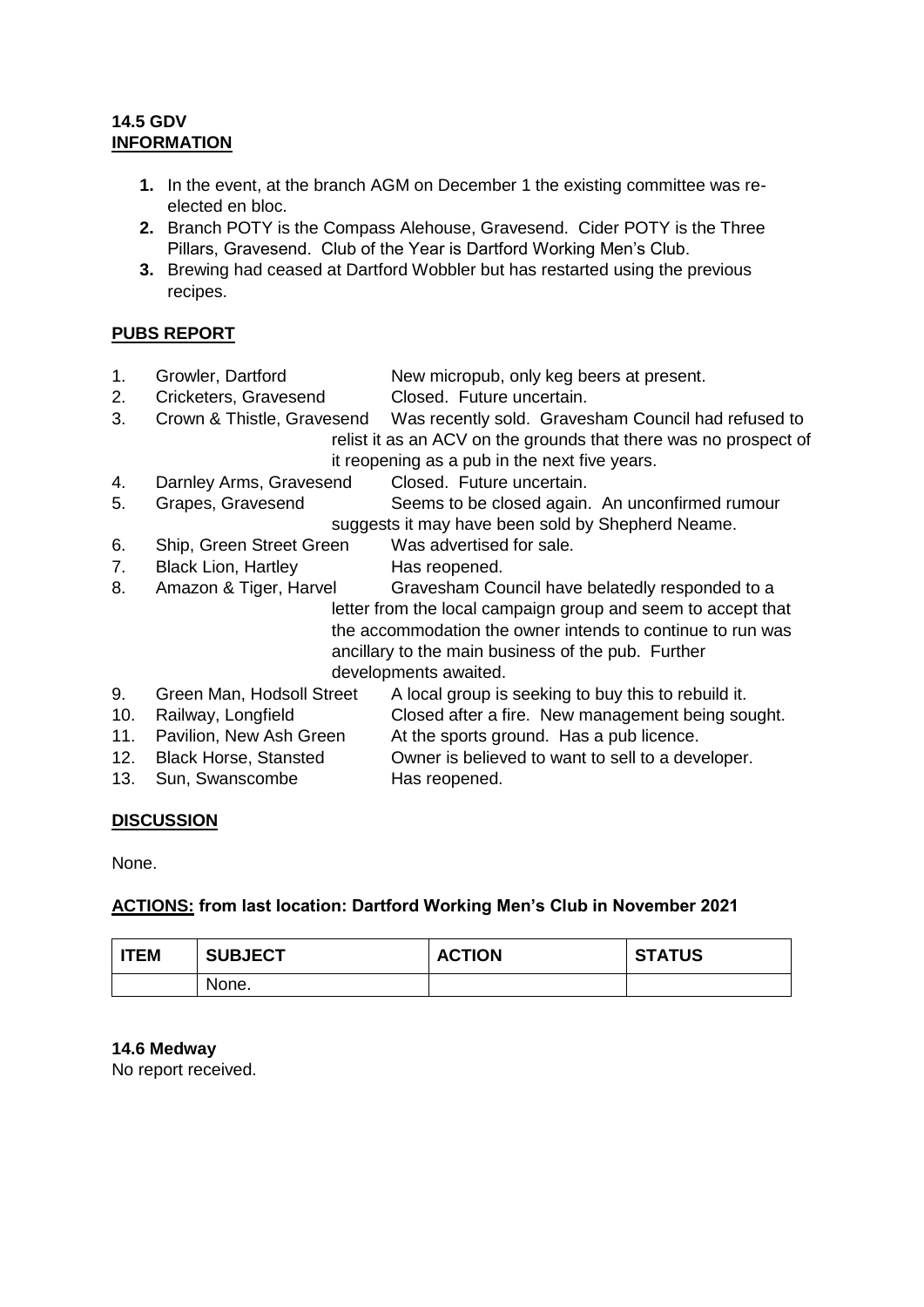**14.5 GDV**
**INFORMATION**

1. In the event, at the branch AGM on December 1 the existing committee was re-elected en bloc.
2. Branch POTY is the Compass Alehouse, Gravesend. Cider POTY is the Three Pillars, Gravesend. Club of the Year is Dartford Working Men's Club.
3. Brewing had ceased at Dartford Wobbler but has restarted using the previous recipes.

**PUBS REPORT**

1. Growler, Dartford — New micropub, only keg beers at present.
2. Cricketers, Gravesend — Closed. Future uncertain.
3. Crown & Thistle, Gravesend — Was recently sold. Gravesham Council had refused to relist it as an ACV on the grounds that there was no prospect of it reopening as a pub in the next five years.
4. Darnley Arms, Gravesend — Closed. Future uncertain.
5. Grapes, Gravesend — Seems to be closed again. An unconfirmed rumour suggests it may have been sold by Shepherd Neame.
6. Ship, Green Street Green — Was advertised for sale.
7. Black Lion, Hartley — Has reopened.
8. Amazon & Tiger, Harvel — Gravesham Council have belatedly responded to a letter from the local campaign group and seem to accept that the accommodation the owner intends to continue to run was ancillary to the main business of the pub. Further developments awaited.
9. Green Man, Hodsoll Street — A local group is seeking to buy this to rebuild it.
10. Railway, Longfield — Closed after a fire. New management being sought.
11. Pavilion, New Ash Green — At the sports ground. Has a pub licence.
12. Black Horse, Stansted — Owner is believed to want to sell to a developer.
13. Sun, Swanscombe — Has reopened.

**DISCUSSION**

None.

**ACTIONS: from last location: Dartford Working Men's Club in November 2021**

| ITEM | SUBJECT | ACTION | STATUS |
|---|---|---|---|
| | None. | | |

**14.6 Medway**
No report received.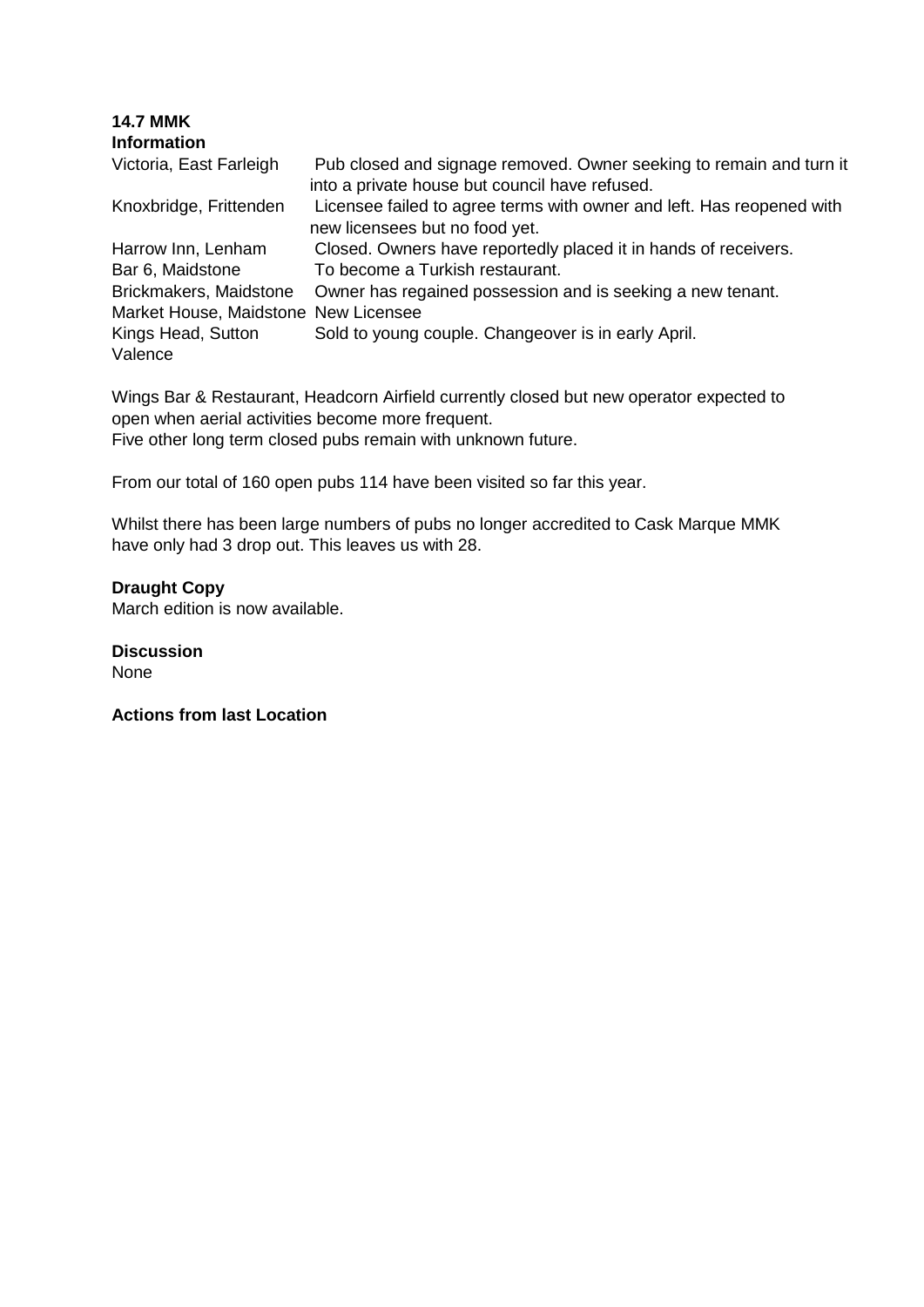**14.7 MMK**

**Information**

| | |
|---|---|
| Victoria, East Farleigh | Pub closed and signage removed. Owner seeking to remain and turn it into a private house but council have refused. |
| Knoxbridge, Frittenden | Licensee failed to agree terms with owner and left. Has reopened with new licensees but no food yet. |
| Harrow Inn, Lenham | Closed. Owners have reportedly placed it in hands of receivers. |
| Bar 6, Maidstone | To become a Turkish restaurant. |
| Brickmakers, Maidstone | Owner has regained possession and is seeking a new tenant. |
| Market House, Maidstone | New Licensee |
| Kings Head, Sutton Valence | Sold to young couple. Changeover is in early April. |

Wings Bar & Restaurant, Headcorn Airfield currently closed but new operator expected to open when aerial activities become more frequent.
Five other long term closed pubs remain with unknown future.

From our total of 160 open pubs 114 have been visited so far this year.

Whilst there has been large numbers of pubs no longer accredited to Cask Marque MMK have only had 3 drop out. This leaves us with 28.

**Draught Copy**

March edition is now available.

**Discussion**

None

**Actions from last Location**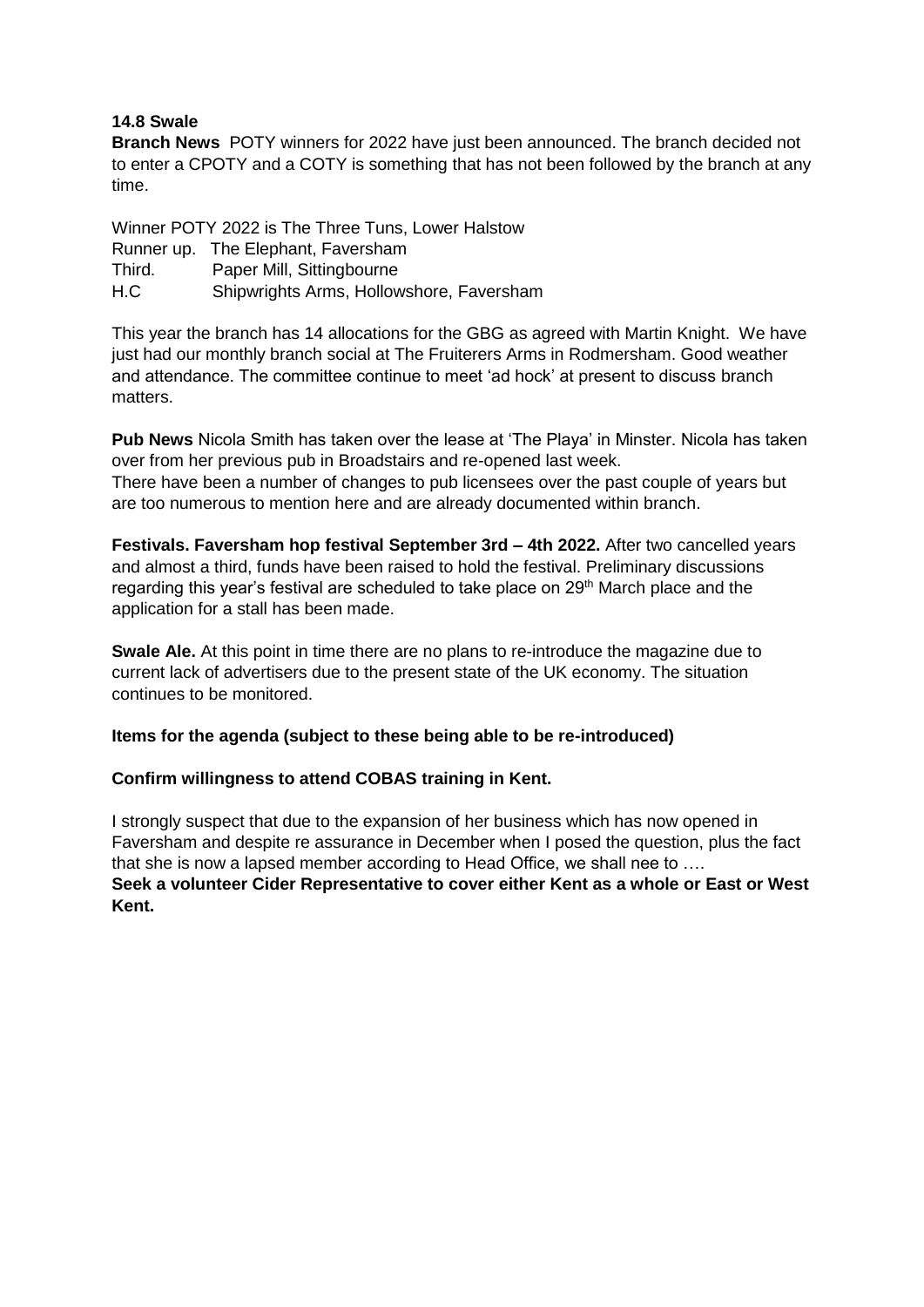**14.8 Swale**

**Branch News** POTY winners for 2022 have just been announced. The branch decided not to enter a CPOTY and a COTY is something that has not been followed by the branch at any time.

Winner POTY 2022 is The Three Tuns, Lower Halstow
Runner up. The Elephant, Faversham
Third. Paper Mill, Sittingbourne
H.C Shipwrights Arms, Hollowshore, Faversham

This year the branch has 14 allocations for the GBG as agreed with Martin Knight. We have just had our monthly branch social at The Fruiterers Arms in Rodmersham. Good weather and attendance. The committee continue to meet 'ad hock' at present to discuss branch matters.

**Pub News** Nicola Smith has taken over the lease at 'The Playa' in Minster. Nicola has taken over from her previous pub in Broadstairs and re-opened last week.
There have been a number of changes to pub licensees over the past couple of years but are too numerous to mention here and are already documented within branch.

**Festivals. Faversham hop festival September 3rd – 4th 2022.** After two cancelled years and almost a third, funds have been raised to hold the festival. Preliminary discussions regarding this year's festival are scheduled to take place on 29th March place and the application for a stall has been made.

**Swale Ale.** At this point in time there are no plans to re-introduce the magazine due to current lack of advertisers due to the present state of the UK economy. The situation continues to be monitored.

**Items for the agenda (subject to these being able to be re-introduced)**

**Confirm willingness to attend COBAS training in Kent.**

I strongly suspect that due to the expansion of her business which has now opened in Faversham and despite re assurance in December when I posed the question, plus the fact that she is now a lapsed member according to Head Office, we shall nee to ….
**Seek a volunteer Cider Representative to cover either Kent as a whole or East or West Kent.**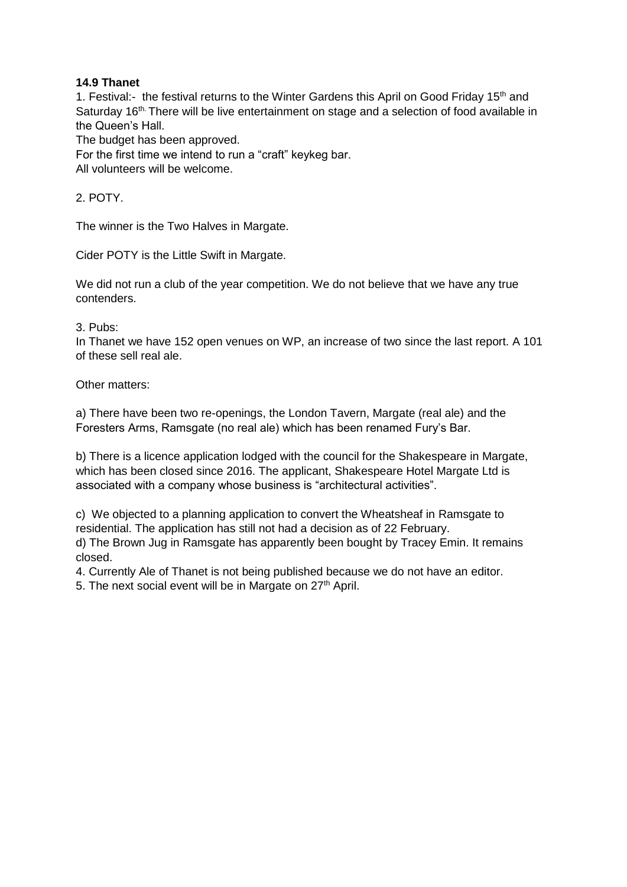**14.9 Thanet**

1. Festival:- the festival returns to the Winter Gardens this April on Good Friday 15th and Saturday 16th. There will be live entertainment on stage and a selection of food available in the Queen's Hall.
The budget has been approved.
For the first time we intend to run a "craft" keykeg bar.
All volunteers will be welcome.

2. POTY.

The winner is the Two Halves in Margate.

Cider POTY is the Little Swift in Margate.

We did not run a club of the year competition. We do not believe that we have any true contenders.

3. Pubs:
In Thanet we have 152 open venues on WP, an increase of two since the last report. A 101 of these sell real ale.

Other matters:

a) There have been two re-openings, the London Tavern, Margate (real ale) and the Foresters Arms, Ramsgate (no real ale) which has been renamed Fury's Bar.

b) There is a licence application lodged with the council for the Shakespeare in Margate, which has been closed since 2016. The applicant, Shakespeare Hotel Margate Ltd is associated with a company whose business is "architectural activities".

c) We objected to a planning application to convert the Wheatsheaf in Ramsgate to residential. The application has still not had a decision as of 22 February.
d) The Brown Jug in Ramsgate has apparently been bought by Tracey Emin. It remains closed.

4. Currently Ale of Thanet is not being published because we do not have an editor.
5. The next social event will be in Margate on 27th April.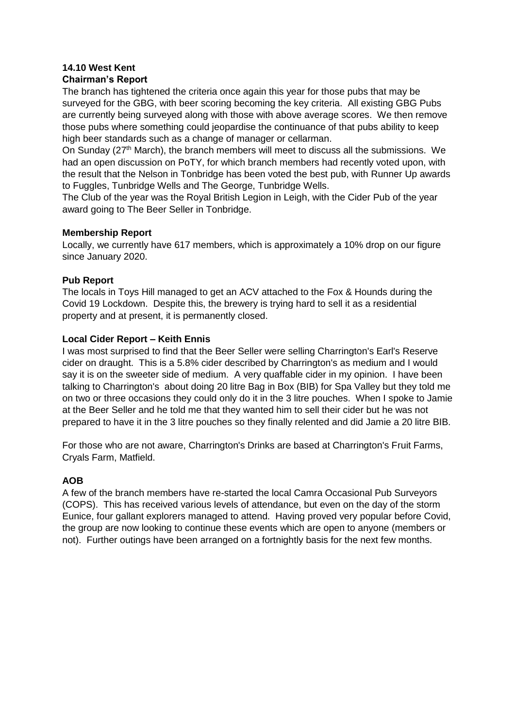**14.10 West Kent**

**Chairman's Report**

The branch has tightened the criteria once again this year for those pubs that may be surveyed for the GBG, with beer scoring becoming the key criteria. All existing GBG Pubs are currently being surveyed along with those with above average scores. We then remove those pubs where something could jeopardise the continuance of that pubs ability to keep high beer standards such as a change of manager or cellarman.

On Sunday (27th March), the branch members will meet to discuss all the submissions. We had an open discussion on PoTY, for which branch members had recently voted upon, with the result that the Nelson in Tonbridge has been voted the best pub, with Runner Up awards to Fuggles, Tunbridge Wells and The George, Tunbridge Wells.

The Club of the year was the Royal British Legion in Leigh, with the Cider Pub of the year award going to The Beer Seller in Tonbridge.

**Membership Report**

Locally, we currently have 617 members, which is approximately a 10% drop on our figure since January 2020.

**Pub Report**

The locals in Toys Hill managed to get an ACV attached to the Fox & Hounds during the Covid 19 Lockdown. Despite this, the brewery is trying hard to sell it as a residential property and at present, it is permanently closed.

**Local Cider Report – Keith Ennis**

I was most surprised to find that the Beer Seller were selling Charrington's Earl's Reserve cider on draught. This is a 5.8% cider described by Charrington's as medium and I would say it is on the sweeter side of medium. A very quaffable cider in my opinion. I have been talking to Charrington's about doing 20 litre Bag in Box (BIB) for Spa Valley but they told me on two or three occasions they could only do it in the 3 litre pouches. When I spoke to Jamie at the Beer Seller and he told me that they wanted him to sell their cider but he was not prepared to have it in the 3 litre pouches so they finally relented and did Jamie a 20 litre BIB.

For those who are not aware, Charrington's Drinks are based at Charrington's Fruit Farms, Cryals Farm, Matfield.

**AOB**

A few of the branch members have re-started the local Camra Occasional Pub Surveyors (COPS). This has received various levels of attendance, but even on the day of the storm Eunice, four gallant explorers managed to attend. Having proved very popular before Covid, the group are now looking to continue these events which are open to anyone (members or not). Further outings have been arranged on a fortnightly basis for the next few months.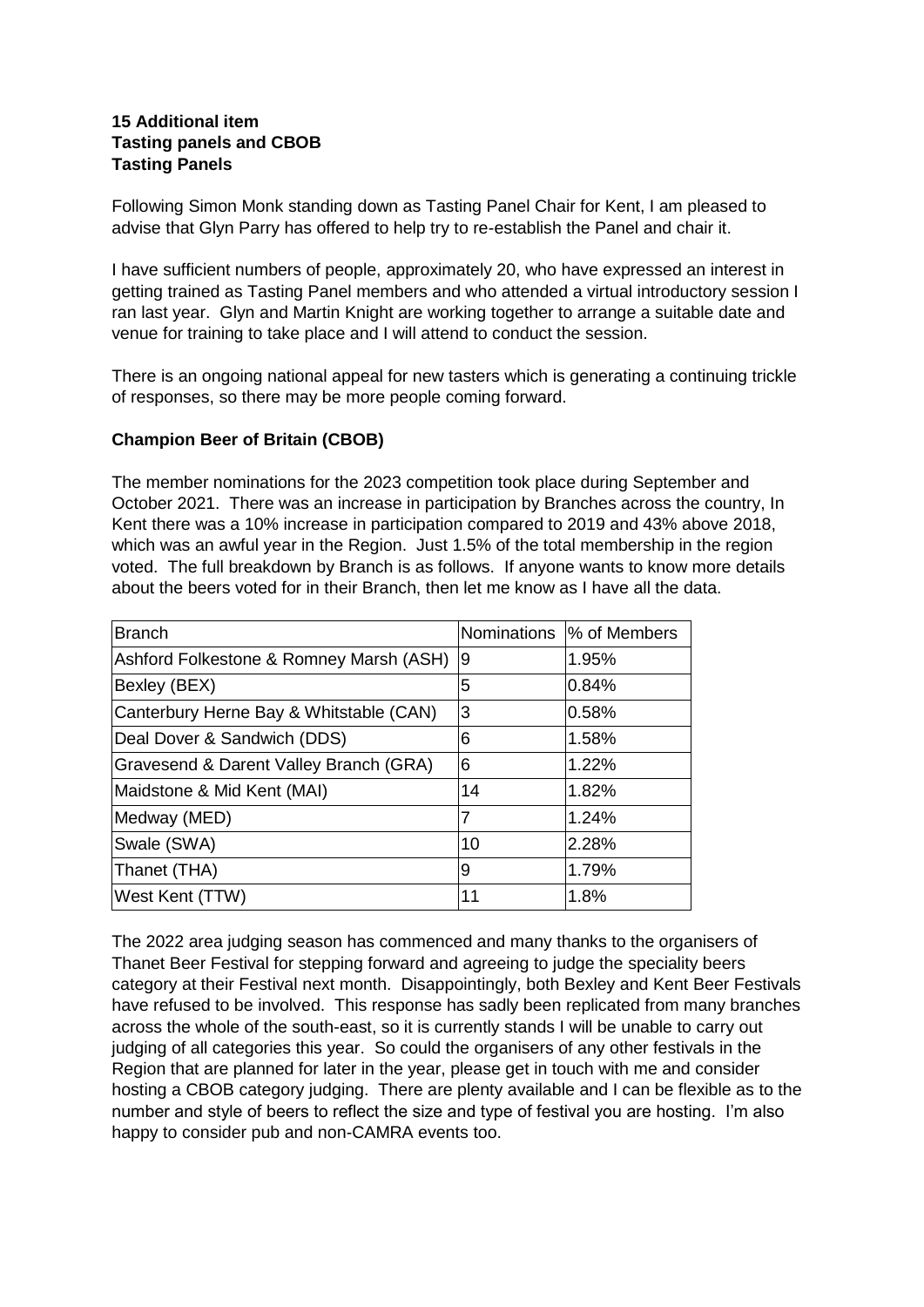**15 Additional item**
**Tasting panels and CBOB**
**Tasting Panels**

Following Simon Monk standing down as Tasting Panel Chair for Kent, I am pleased to advise that Glyn Parry has offered to help try to re-establish the Panel and chair it.

I have sufficient numbers of people, approximately 20, who have expressed an interest in getting trained as Tasting Panel members and who attended a virtual introductory session I ran last year. Glyn and Martin Knight are working together to arrange a suitable date and venue for training to take place and I will attend to conduct the session.

There is an ongoing national appeal for new tasters which is generating a continuing trickle of responses, so there may be more people coming forward.

**Champion Beer of Britain (CBOB)**

The member nominations for the 2023 competition took place during September and October 2021. There was an increase in participation by Branches across the country, In Kent there was a 10% increase in participation compared to 2019 and 43% above 2018, which was an awful year in the Region. Just 1.5% of the total membership in the region voted. The full breakdown by Branch is as follows. If anyone wants to know more details about the beers voted for in their Branch, then let me know as I have all the data.

| Branch | Nominations | % of Members |
|---|---|---|
| Ashford Folkestone & Romney Marsh (ASH) | 9 | 1.95% |
| Bexley (BEX) | 5 | 0.84% |
| Canterbury Herne Bay & Whitstable (CAN) | 3 | 0.58% |
| Deal Dover & Sandwich (DDS) | 6 | 1.58% |
| Gravesend & Darent Valley Branch (GRA) | 6 | 1.22% |
| Maidstone & Mid Kent (MAI) | 14 | 1.82% |
| Medway (MED) | 7 | 1.24% |
| Swale (SWA) | 10 | 2.28% |
| Thanet (THA) | 9 | 1.79% |
| West Kent (TTW) | 11 | 1.8% |

The 2022 area judging season has commenced and many thanks to the organisers of Thanet Beer Festival for stepping forward and agreeing to judge the speciality beers category at their Festival next month. Disappointingly, both Bexley and Kent Beer Festivals have refused to be involved. This response has sadly been replicated from many branches across the whole of the south-east, so it is currently stands I will be unable to carry out judging of all categories this year. So could the organisers of any other festivals in the Region that are planned for later in the year, please get in touch with me and consider hosting a CBOB category judging. There are plenty available and I can be flexible as to the number and style of beers to reflect the size and type of festival you are hosting. I'm also happy to consider pub and non-CAMRA events too.